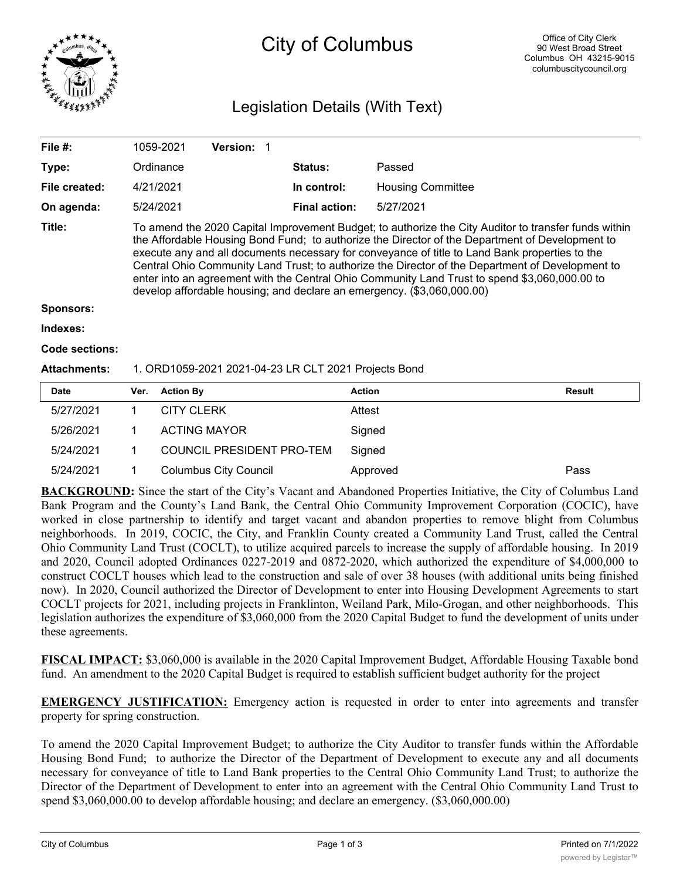# City of Columbus

Office of City Clerk
90 West Broad Street
Columbus OH 43215-9015
columbuscitycouncil.org

## Legislation Details (With Text)

| | | | |
|---|---|---|---|
| **File #:** | 1059-2021 **Version:** 1 | | |
| **Type:** | Ordinance | **Status:** | Passed |
| **File created:** | 4/21/2021 | **In control:** | Housing Committee |
| **On agenda:** | 5/24/2021 | **Final action:** | 5/27/2021 |

**Title:** To amend the 2020 Capital Improvement Budget; to authorize the City Auditor to transfer funds within the Affordable Housing Bond Fund; to authorize the Director of the Department of Development to execute any and all documents necessary for conveyance of title to Land Bank properties to the Central Ohio Community Land Trust; to authorize the Director of the Department of Development to enter into an agreement with the Central Ohio Community Land Trust to spend $3,060,000.00 to develop affordable housing; and declare an emergency. ($3,060,000.00)

**Sponsors:**

**Indexes:**

**Code sections:**

**Attachments:** 1. ORD1059-2021 2021-04-23 LR CLT 2021 Projects Bond

| Date | Ver. | Action By | Action | Result |
|---|---|---|---|---|
| 5/27/2021 | 1 | CITY CLERK | Attest | |
| 5/26/2021 | 1 | ACTING MAYOR | Signed | |
| 5/24/2021 | 1 | COUNCIL PRESIDENT PRO-TEM | Signed | |
| 5/24/2021 | 1 | Columbus City Council | Approved | Pass |

**BACKGROUND:** Since the start of the City's Vacant and Abandoned Properties Initiative, the City of Columbus Land Bank Program and the County's Land Bank, the Central Ohio Community Improvement Corporation (COCIC), have worked in close partnership to identify and target vacant and abandon properties to remove blight from Columbus neighborhoods. In 2019, COCIC, the City, and Franklin County created a Community Land Trust, called the Central Ohio Community Land Trust (COCLT), to utilize acquired parcels to increase the supply of affordable housing. In 2019 and 2020, Council adopted Ordinances 0227-2019 and 0872-2020, which authorized the expenditure of $4,000,000 to construct COCLT houses which lead to the construction and sale of over 38 houses (with additional units being finished now). In 2020, Council authorized the Director of Development to enter into Housing Development Agreements to start COCLT projects for 2021, including projects in Franklinton, Weiland Park, Milo-Grogan, and other neighborhoods. This legislation authorizes the expenditure of $3,060,000 from the 2020 Capital Budget to fund the development of units under these agreements.

**FISCAL IMPACT:** $3,060,000 is available in the 2020 Capital Improvement Budget, Affordable Housing Taxable bond fund. An amendment to the 2020 Capital Budget is required to establish sufficient budget authority for the project

**EMERGENCY JUSTIFICATION:** Emergency action is requested in order to enter into agreements and transfer property for spring construction.

To amend the 2020 Capital Improvement Budget; to authorize the City Auditor to transfer funds within the Affordable Housing Bond Fund; to authorize the Director of the Department of Development to execute any and all documents necessary for conveyance of title to Land Bank properties to the Central Ohio Community Land Trust; to authorize the Director of the Department of Development to enter into an agreement with the Central Ohio Community Land Trust to spend $3,060,000.00 to develop affordable housing; and declare an emergency. ($3,060,000.00)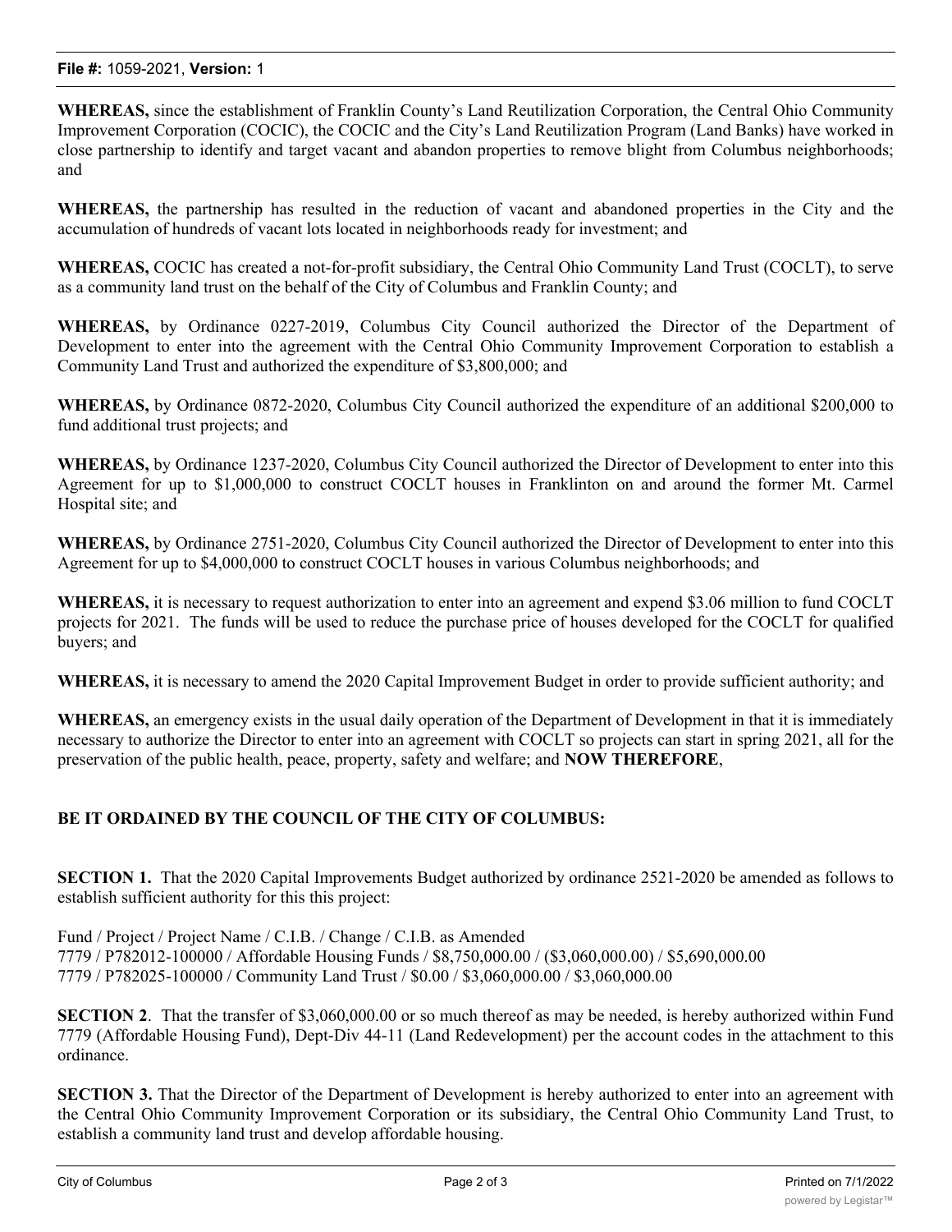**WHEREAS,** since the establishment of Franklin County's Land Reutilization Corporation, the Central Ohio Community Improvement Corporation (COCIC), the COCIC and the City's Land Reutilization Program (Land Banks) have worked in close partnership to identify and target vacant and abandon properties to remove blight from Columbus neighborhoods; and

**WHEREAS,** the partnership has resulted in the reduction of vacant and abandoned properties in the City and the accumulation of hundreds of vacant lots located in neighborhoods ready for investment; and

**WHEREAS,** COCIC has created a not-for-profit subsidiary, the Central Ohio Community Land Trust (COCLT), to serve as a community land trust on the behalf of the City of Columbus and Franklin County; and

**WHEREAS,** by Ordinance 0227-2019, Columbus City Council authorized the Director of the Department of Development to enter into the agreement with the Central Ohio Community Improvement Corporation to establish a Community Land Trust and authorized the expenditure of $3,800,000; and

**WHEREAS,** by Ordinance 0872-2020, Columbus City Council authorized the expenditure of an additional $200,000 to fund additional trust projects; and

**WHEREAS,** by Ordinance 1237-2020, Columbus City Council authorized the Director of Development to enter into this Agreement for up to $1,000,000 to construct COCLT houses in Franklinton on and around the former Mt. Carmel Hospital site; and

**WHEREAS,** by Ordinance 2751-2020, Columbus City Council authorized the Director of Development to enter into this Agreement for up to $4,000,000 to construct COCLT houses in various Columbus neighborhoods; and

**WHEREAS,** it is necessary to request authorization to enter into an agreement and expend $3.06 million to fund COCLT projects for 2021. The funds will be used to reduce the purchase price of houses developed for the COCLT for qualified buyers; and

**WHEREAS,** it is necessary to amend the 2020 Capital Improvement Budget in order to provide sufficient authority; and

**WHEREAS,** an emergency exists in the usual daily operation of the Department of Development in that it is immediately necessary to authorize the Director to enter into an agreement with COCLT so projects can start in spring 2021, all for the preservation of the public health, peace, property, safety and welfare; and **NOW THEREFORE**,

**BE IT ORDAINED BY THE COUNCIL OF THE CITY OF COLUMBUS:**

**SECTION 1.** That the 2020 Capital Improvements Budget authorized by ordinance 2521-2020 be amended as follows to establish sufficient authority for this this project:

Fund / Project / Project Name / C.I.B. / Change / C.I.B. as Amended
7779 / P782012-100000 / Affordable Housing Funds / $8,750,000.00 / ($3,060,000.00) / $5,690,000.00
7779 / P782025-100000 / Community Land Trust / $0.00 / $3,060,000.00 / $3,060,000.00

**SECTION 2**. That the transfer of $3,060,000.00 or so much thereof as may be needed, is hereby authorized within Fund 7779 (Affordable Housing Fund), Dept-Div 44-11 (Land Redevelopment) per the account codes in the attachment to this ordinance.

**SECTION 3.** That the Director of the Department of Development is hereby authorized to enter into an agreement with the Central Ohio Community Improvement Corporation or its subsidiary, the Central Ohio Community Land Trust, to establish a community land trust and develop affordable housing.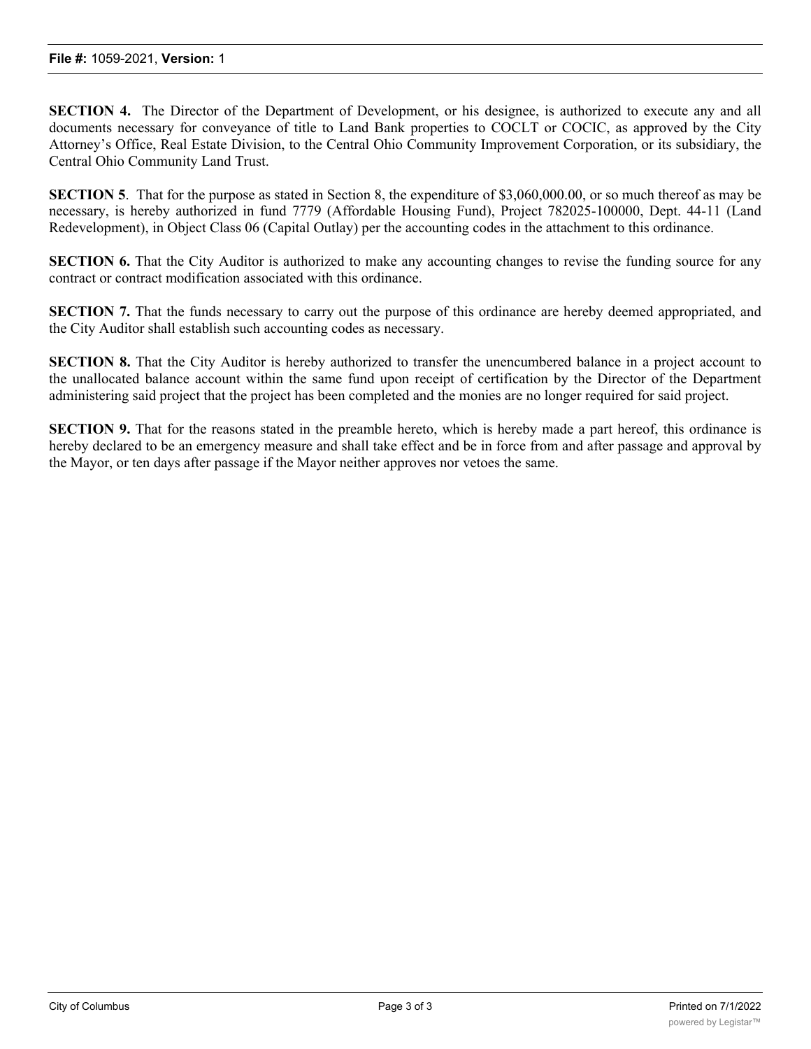**SECTION 4.** The Director of the Department of Development, or his designee, is authorized to execute any and all documents necessary for conveyance of title to Land Bank properties to COCLT or COCIC, as approved by the City Attorney's Office, Real Estate Division, to the Central Ohio Community Improvement Corporation, or its subsidiary, the Central Ohio Community Land Trust.

**SECTION 5**. That for the purpose as stated in Section 8, the expenditure of $3,060,000.00, or so much thereof as may be necessary, is hereby authorized in fund 7779 (Affordable Housing Fund), Project 782025-100000, Dept. 44-11 (Land Redevelopment), in Object Class 06 (Capital Outlay) per the accounting codes in the attachment to this ordinance.

**SECTION 6.** That the City Auditor is authorized to make any accounting changes to revise the funding source for any contract or contract modification associated with this ordinance.

**SECTION 7.** That the funds necessary to carry out the purpose of this ordinance are hereby deemed appropriated, and the City Auditor shall establish such accounting codes as necessary.

**SECTION 8.** That the City Auditor is hereby authorized to transfer the unencumbered balance in a project account to the unallocated balance account within the same fund upon receipt of certification by the Director of the Department administering said project that the project has been completed and the monies are no longer required for said project.

**SECTION 9.** That for the reasons stated in the preamble hereto, which is hereby made a part hereof, this ordinance is hereby declared to be an emergency measure and shall take effect and be in force from and after passage and approval by the Mayor, or ten days after passage if the Mayor neither approves nor vetoes the same.